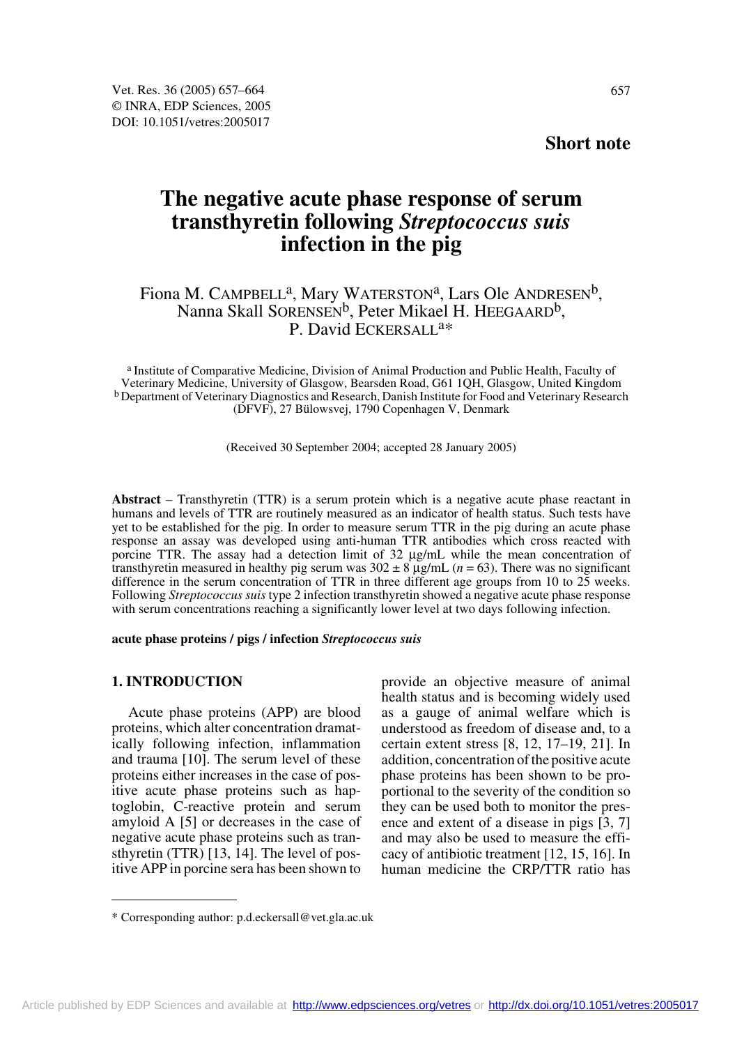**Short note**

# The negative acute phase response of serum transthyretin following *Streptococcus suis* infection in the pig

Fiona M. CAMPBELL[a], Mary WATERSTON[a], Lars Ole ANDRESEN[b], Nanna Skall SORENSEN[b], Peter Mikael H. HEEGAARD[b], P. David ECKERSALL[a]*

[a] Institute of Comparative Medicine, Division of Animal Production and Public Health, Faculty of Veterinary Medicine, University of Glasgow, Bearsden Road, G61 1QH, Glasgow, United Kingdom
[b] Department of Veterinary Diagnostics and Research, Danish Institute for Food and Veterinary Research (DFVF), 27 Bülowsvej, 1790 Copenhagen V, Denmark

(Received 30 September 2004; accepted 28 January 2005)

**Abstract** – Transthyretin (TTR) is a serum protein which is a negative acute phase reactant in humans and levels of TTR are routinely measured as an indicator of health status. Such tests have yet to be established for the pig. In order to measure serum TTR in the pig during an acute phase response an assay was developed using anti-human TTR antibodies which cross reacted with porcine TTR. The assay had a detection limit of 32 µg/mL while the mean concentration of transthyretin measured in healthy pig serum was $302 \pm 8$ µg/mL ($n = 63$). There was no significant difference in the serum concentration of TTR in three different age groups from 10 to 25 weeks. Following *Streptococcus suis* type 2 infection transthyretin showed a negative acute phase response with serum concentrations reaching a significantly lower level at two days following infection.

**acute phase proteins / pigs / infection *Streptococcus suis***

## 1. INTRODUCTION

Acute phase proteins (APP) are blood proteins, which alter concentration dramatically following infection, inflammation and trauma [10]. The serum level of these proteins either increases in the case of positive acute phase proteins such as haptoglobin, C-reactive protein and serum amyloid A [5] or decreases in the case of negative acute phase proteins such as transthyretin (TTR) [13, 14]. The level of positive APP in porcine sera has been shown to provide an objective measure of animal health status and is becoming widely used as a gauge of animal welfare which is understood as freedom of disease and, to a certain extent stress [8, 12, 17–19, 21]. In addition, concentration of the positive acute phase proteins has been shown to be proportional to the severity of the condition so they can be used both to monitor the presence and extent of a disease in pigs [3, 7] and may also be used to measure the efficacy of antibiotic treatment [12, 15, 16]. In human medicine the CRP/TTR ratio has

* Corresponding author: p.d.eckersall@vet.gla.ac.uk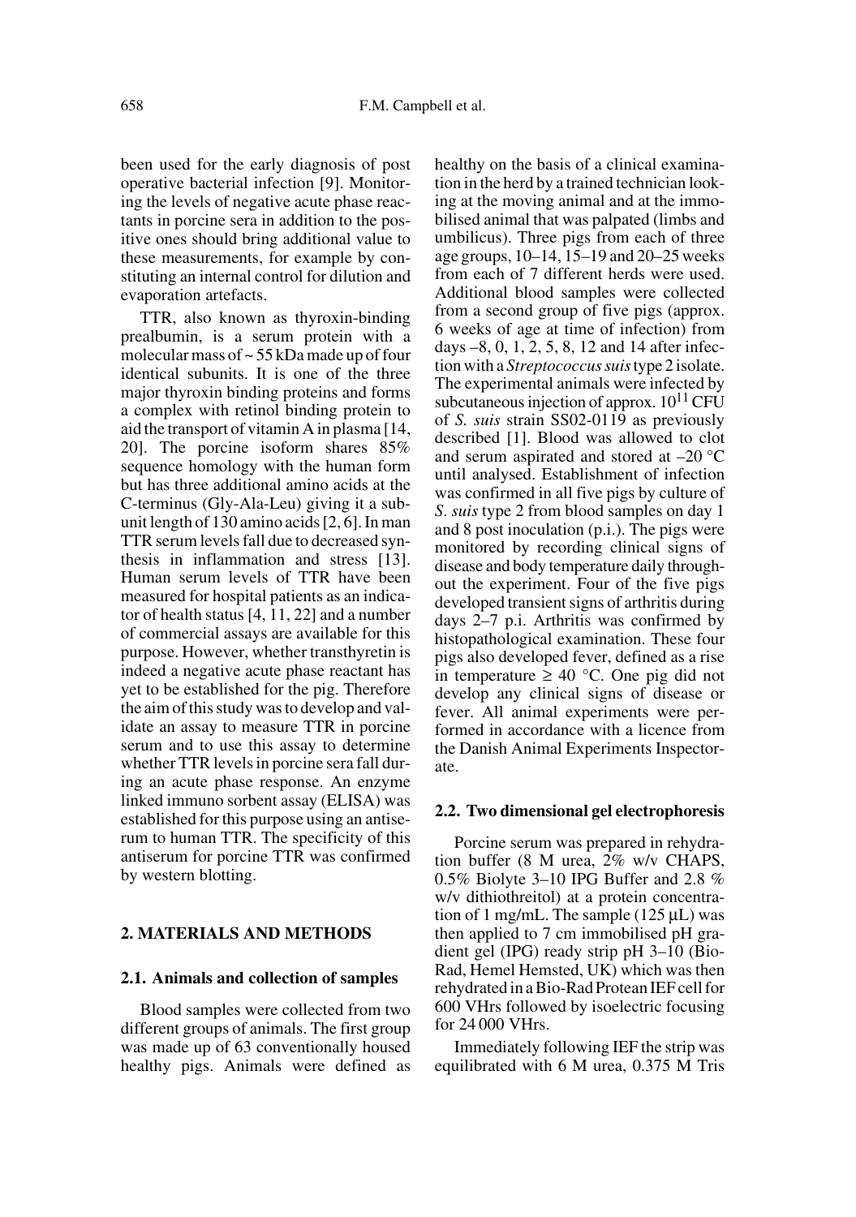been used for the early diagnosis of post operative bacterial infection [9]. Monitoring the levels of negative acute phase reactants in porcine sera in addition to the positive ones should bring additional value to these measurements, for example by constituting an internal control for dilution and evaporation artefacts.

TTR, also known as thyroxin-binding prealbumin, is a serum protein with a molecular mass of ~ 55 kDa made up of four identical subunits. It is one of the three major thyroxin binding proteins and forms a complex with retinol binding protein to aid the transport of vitamin A in plasma [14, 20]. The porcine isoform shares 85% sequence homology with the human form but has three additional amino acids at the C-terminus (Gly-Ala-Leu) giving it a subunit length of 130 amino acids [2, 6]. In man TTR serum levels fall due to decreased synthesis in inflammation and stress [13]. Human serum levels of TTR have been measured for hospital patients as an indicator of health status [4, 11, 22] and a number of commercial assays are available for this purpose. However, whether transthyretin is indeed a negative acute phase reactant has yet to be established for the pig. Therefore the aim of this study was to develop and validate an assay to measure TTR in porcine serum and to use this assay to determine whether TTR levels in porcine sera fall during an acute phase response. An enzyme linked immuno sorbent assay (ELISA) was established for this purpose using an antiserum to human TTR. The specificity of this antiserum for porcine TTR was confirmed by western blotting.

## 2. MATERIALS AND METHODS

### 2.1. Animals and collection of samples

Blood samples were collected from two different groups of animals. The first group was made up of 63 conventionally housed healthy pigs. Animals were defined as healthy on the basis of a clinical examination in the herd by a trained technician looking at the moving animal and at the immobilised animal that was palpated (limbs and umbilicus). Three pigs from each of three age groups, 10–14, 15–19 and 20–25 weeks from each of 7 different herds were used. Additional blood samples were collected from a second group of five pigs (approx. 6 weeks of age at time of infection) from days –8, 0, 1, 2, 5, 8, 12 and 14 after infection with a *Streptococcus suis* type 2 isolate. The experimental animals were infected by subcutaneous injection of approx. $10^{11}$ CFU of *S. suis* strain SS02-0119 as previously described [1]. Blood was allowed to clot and serum aspirated and stored at –20 °C until analysed. Establishment of infection was confirmed in all five pigs by culture of *S. suis* type 2 from blood samples on day 1 and 8 post inoculation (p.i.). The pigs were monitored by recording clinical signs of disease and body temperature daily throughout the experiment. Four of the five pigs developed transient signs of arthritis during days 2–7 p.i. Arthritis was confirmed by histopathological examination. These four pigs also developed fever, defined as a rise in temperature ≥ 40 °C. One pig did not develop any clinical signs of disease or fever. All animal experiments were performed in accordance with a licence from the Danish Animal Experiments Inspectorate.

### 2.2. Two dimensional gel electrophoresis

Porcine serum was prepared in rehydration buffer (8 M urea, 2% w/v CHAPS, 0.5% Biolyte 3–10 IPG Buffer and 2.8 % w/v dithiothreitol) at a protein concentration of 1 mg/mL. The sample (125 µL) was then applied to 7 cm immobilised pH gradient gel (IPG) ready strip pH 3–10 (Bio-Rad, Hemel Hemsted, UK) which was then rehydrated in a Bio-Rad Protean IEF cell for 600 VHrs followed by isoelectric focusing for 24 000 VHrs.

Immediately following IEF the strip was equilibrated with 6 M urea, 0.375 M Tris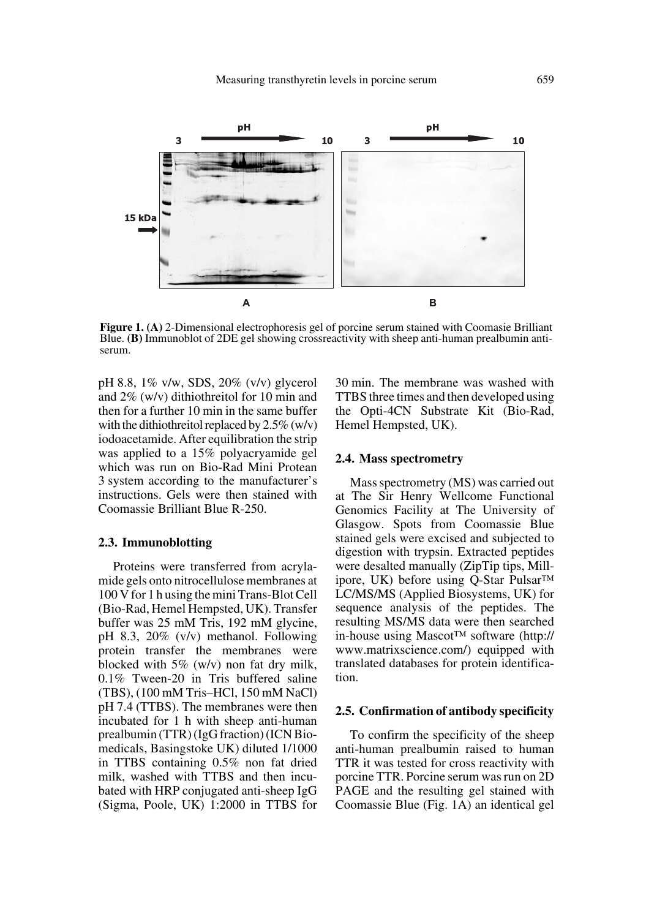**Figure 1.** **(A)** 2-Dimensional electrophoresis gel of porcine serum stained with Coomasie Brilliant Blue. **(B)** Immunoblot of 2DE gel showing crossreactivity with sheep anti-human prealbumin antiserum.

pH 8.8, 1% v/w, SDS, 20% (v/v) glycerol and 2% (w/v) dithiothreitol for 10 min and then for a further 10 min in the same buffer with the dithiothreitol replaced by 2.5% (w/v) iodoacetamide. After equilibration the strip was applied to a 15% polyacryamide gel which was run on Bio-Rad Mini Protean 3 system according to the manufacturer's instructions. Gels were then stained with Coomassie Brilliant Blue R-250.

### 2.3. Immunoblotting

Proteins were transferred from acrylamide gels onto nitrocellulose membranes at 100 V for 1 h using the mini Trans-Blot Cell (Bio-Rad, Hemel Hempsted, UK). Transfer buffer was 25 mM Tris, 192 mM glycine, pH 8.3, 20% (v/v) methanol. Following protein transfer the membranes were blocked with 5% (w/v) non fat dry milk, 0.1% Tween-20 in Tris buffered saline (TBS), (100 mM Tris–HCl, 150 mM NaCl) pH 7.4 (TTBS). The membranes were then incubated for 1 h with sheep anti-human prealbumin (TTR) (IgG fraction) (ICN Biomedicals, Basingstoke UK) diluted 1/1000 in TTBS containing 0.5% non fat dried milk, washed with TTBS and then incubated with HRP conjugated anti-sheep IgG (Sigma, Poole, UK) 1:2000 in TTBS for 30 min. The membrane was washed with TTBS three times and then developed using the Opti-4CN Substrate Kit (Bio-Rad, Hemel Hempsted, UK).

### 2.4. Mass spectrometry

Mass spectrometry (MS) was carried out at The Sir Henry Wellcome Functional Genomics Facility at The University of Glasgow. Spots from Coomassie Blue stained gels were excised and subjected to digestion with trypsin. Extracted peptides were desalted manually (ZipTip tips, Millipore, UK) before using Q-Star Pulsar™ LC/MS/MS (Applied Biosystems, UK) for sequence analysis of the peptides. The resulting MS/MS data were then searched in-house using Mascot™ software (http://www.matrixscience.com/) equipped with translated databases for protein identification.

### 2.5. Confirmation of antibody specificity

To confirm the specificity of the sheep anti-human prealbumin raised to human TTR it was tested for cross reactivity with porcine TTR. Porcine serum was run on 2D PAGE and the resulting gel stained with Coomassie Blue (Fig. 1A) an identical gel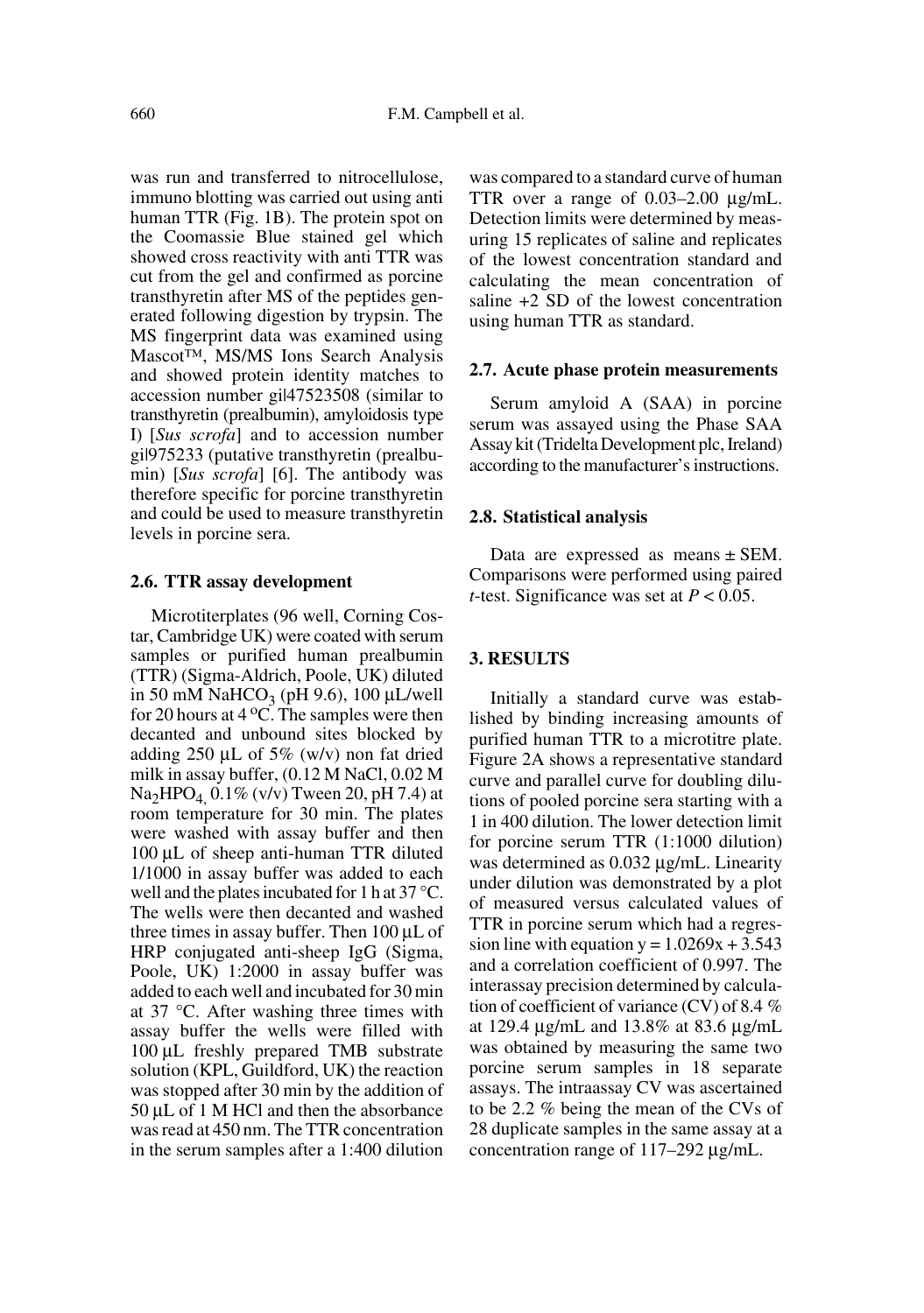was run and transferred to nitrocellulose, immuno blotting was carried out using anti human TTR (Fig. 1B). The protein spot on the Coomassie Blue stained gel which showed cross reactivity with anti TTR was cut from the gel and confirmed as porcine transthyretin after MS of the peptides generated following digestion by trypsin. The MS fingerprint data was examined using Mascot™, MS/MS Ions Search Analysis and showed protein identity matches to accession number gi|47523508 (similar to transthyretin (prealbumin), amyloidosis type I) [*Sus scrofa*] and to accession number gi|975233 (putative transthyretin (prealbumin) [*Sus scrofa*] [6]. The antibody was therefore specific for porcine transthyretin and could be used to measure transthyretin levels in porcine sera.

### 2.6. TTR assay development

Microtiterplates (96 well, Corning Costar, Cambridge UK) were coated with serum samples or purified human prealbumin (TTR) (Sigma-Aldrich, Poole, UK) diluted in 50 mM $NaHCO_3$ (pH 9.6), 100 µL/well for 20 hours at 4 °C. The samples were then decanted and unbound sites blocked by adding 250 µL of 5% (w/v) non fat dried milk in assay buffer, (0.12 M NaCl, 0.02 M $Na_2HPO_4$, 0.1% (v/v) Tween 20, pH 7.4) at room temperature for 30 min. The plates were washed with assay buffer and then 100 µL of sheep anti-human TTR diluted 1/1000 in assay buffer was added to each well and the plates incubated for 1 h at 37 °C. The wells were then decanted and washed three times in assay buffer. Then 100 µL of HRP conjugated anti-sheep IgG (Sigma, Poole, UK) 1:2000 in assay buffer was added to each well and incubated for 30 min at 37 °C. After washing three times with assay buffer the wells were filled with 100 µL freshly prepared TMB substrate solution (KPL, Guildford, UK) the reaction was stopped after 30 min by the addition of 50 µL of 1 M HCl and then the absorbance was read at 450 nm. The TTR concentration in the serum samples after a 1:400 dilution was compared to a standard curve of human TTR over a range of 0.03–2.00 µg/mL. Detection limits were determined by measuring 15 replicates of saline and replicates of the lowest concentration standard and calculating the mean concentration of saline +2 SD of the lowest concentration using human TTR as standard.

### 2.7. Acute phase protein measurements

Serum amyloid A (SAA) in porcine serum was assayed using the Phase SAA Assay kit (Tridelta Development plc, Ireland) according to the manufacturer's instructions.

### 2.8. Statistical analysis

Data are expressed as means ± SEM. Comparisons were performed using paired *t*-test. Significance was set at $P < 0.05$.

## 3. RESULTS

Initially a standard curve was established by binding increasing amounts of purified human TTR to a microtitre plate. Figure 2A shows a representative standard curve and parallel curve for doubling dilutions of pooled porcine sera starting with a 1 in 400 dilution. The lower detection limit for porcine serum TTR (1:1000 dilution) was determined as 0.032 µg/mL. Linearity under dilution was demonstrated by a plot of measured versus calculated values of TTR in porcine serum which had a regression line with equation $y = 1.0269x + 3.543$ and a correlation coefficient of 0.997. The interassay precision determined by calculation of coefficient of variance (CV) of 8.4 % at 129.4 µg/mL and 13.8% at 83.6 µg/mL was obtained by measuring the same two porcine serum samples in 18 separate assays. The intraassay CV was ascertained to be 2.2 % being the mean of the CVs of 28 duplicate samples in the same assay at a concentration range of 117–292 µg/mL.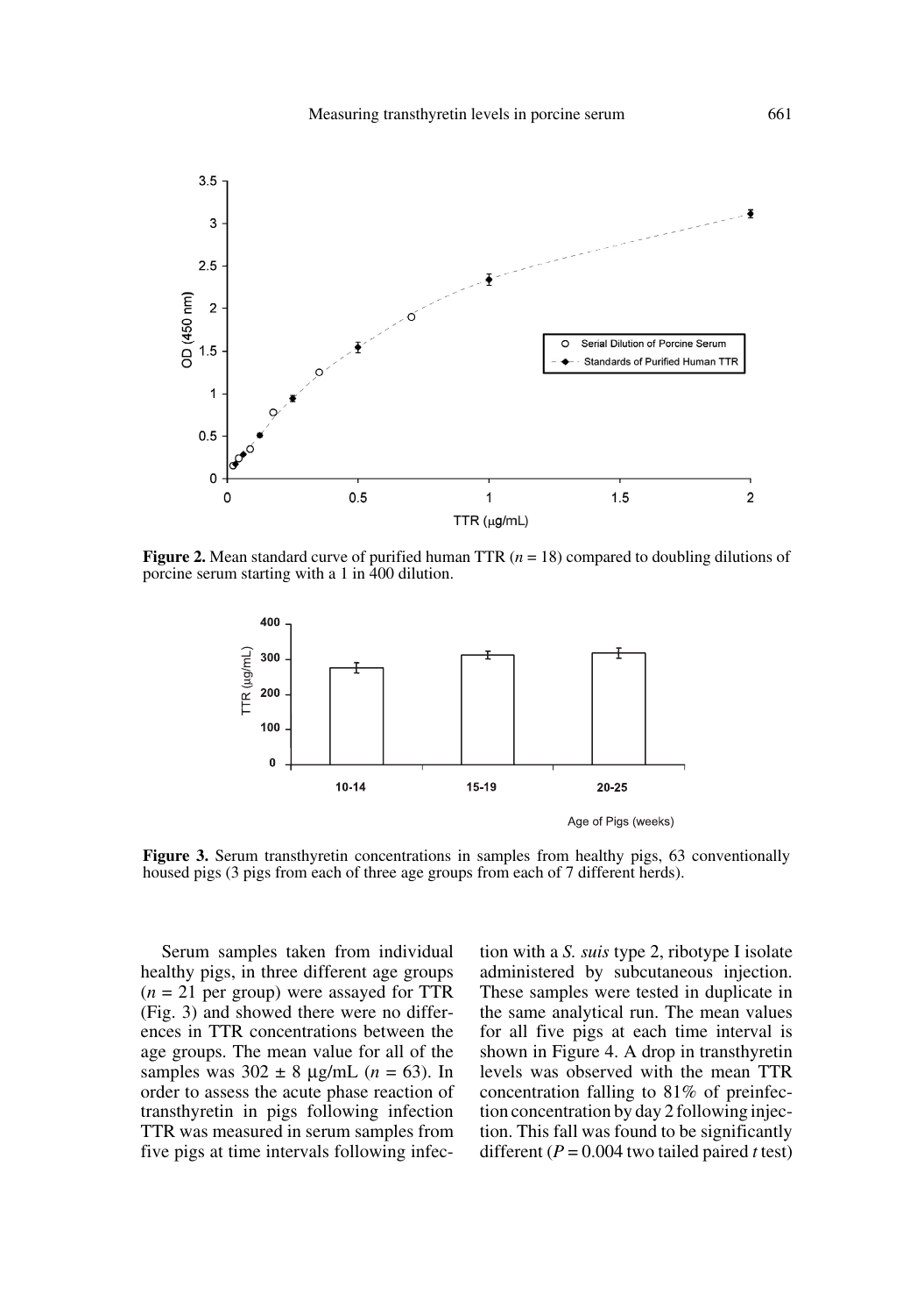**Figure 2.** Mean standard curve of purified human TTR ($n = 18$) compared to doubling dilutions of porcine serum starting with a 1 in 400 dilution.

**Figure 3.** Serum transthyretin concentrations in samples from healthy pigs, 63 conventionally housed pigs (3 pigs from each of three age groups from each of 7 different herds).

Serum samples taken from individual healthy pigs, in three different age groups ($n = 21$ per group) were assayed for TTR (Fig. 3) and showed there were no differences in TTR concentrations between the age groups. The mean value for all of the samples was $302 \pm 8$ µg/mL ($n = 63$). In order to assess the acute phase reaction of transthyretin in pigs following infection TTR was measured in serum samples from five pigs at time intervals following infection with a *S. suis* type 2, ribotype I isolate administered by subcutaneous injection. These samples were tested in duplicate in the same analytical run. The mean values for all five pigs at each time interval is shown in Figure 4. A drop in transthyretin levels was observed with the mean TTR concentration falling to 81% of preinfection concentration by day 2 following injection. This fall was found to be significantly different ($P = 0.004$ two tailed paired *t* test)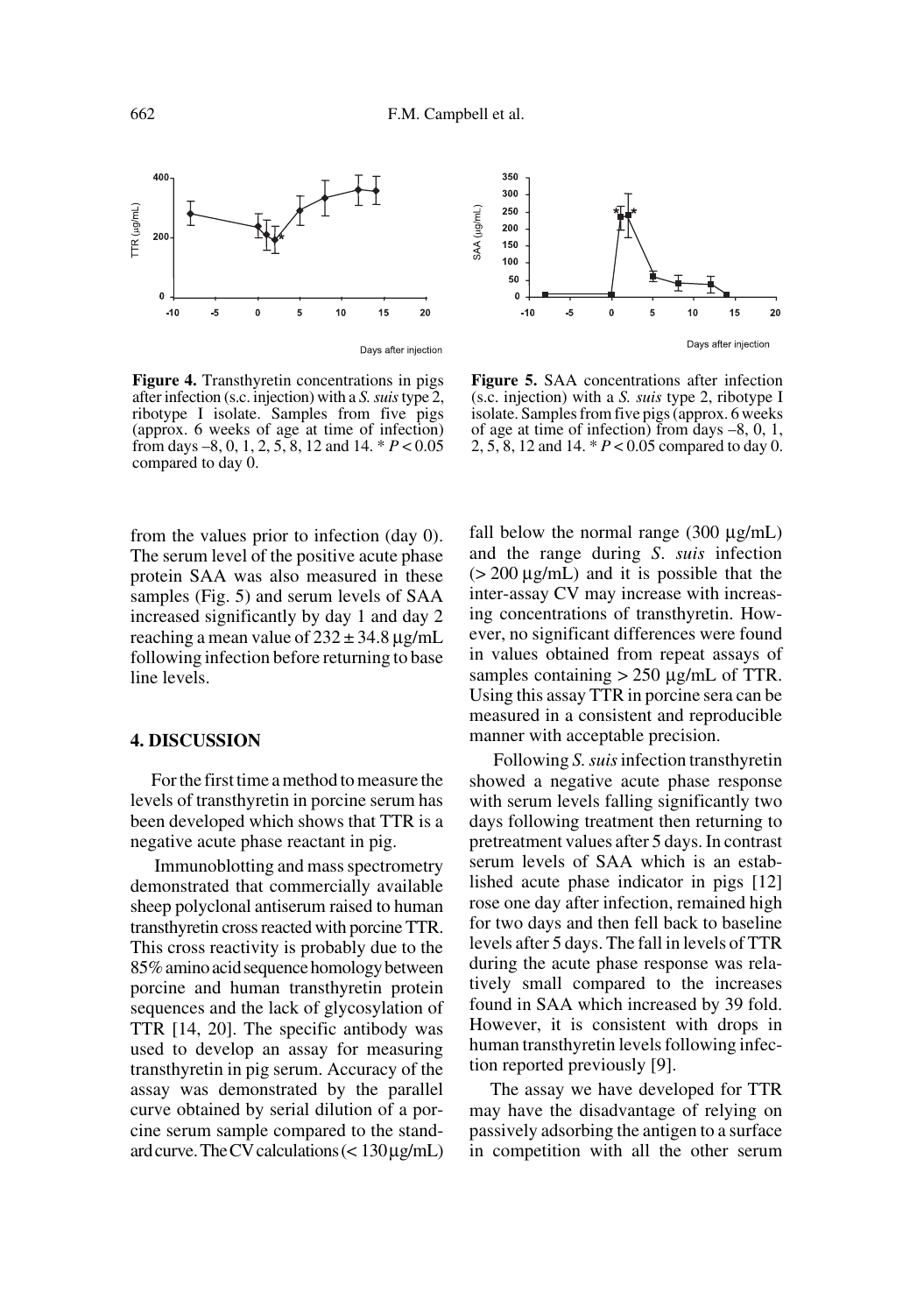**Figure 4.** Transthyretin concentrations in pigs after infection (s.c. injection) with a *S. suis* type 2, ribotype I isolate. Samples from five pigs (approx. 6 weeks of age at time of infection) from days –8, 0, 1, 2, 5, 8, 12 and 14. * $P < 0.05$ compared to day 0.

**Figure 5.** SAA concentrations after infection (s.c. injection) with a *S. suis* type 2, ribotype I isolate. Samples from five pigs (approx. 6 weeks of age at time of infection) from days –8, 0, 1, 2, 5, 8, 12 and 14. * $P < 0.05$ compared to day 0.

from the values prior to infection (day 0). The serum level of the positive acute phase protein SAA was also measured in these samples (Fig. 5) and serum levels of SAA increased significantly by day 1 and day 2 reaching a mean value of 232 ± 34.8 µg/mL following infection before returning to base line levels.

## 4. DISCUSSION

For the first time a method to measure the levels of transthyretin in porcine serum has been developed which shows that TTR is a negative acute phase reactant in pig.

Immunoblotting and mass spectrometry demonstrated that commercially available sheep polyclonal antiserum raised to human transthyretin cross reacted with porcine TTR. This cross reactivity is probably due to the 85% amino acid sequence homology between porcine and human transthyretin protein sequences and the lack of glycosylation of TTR [14, 20]. The specific antibody was used to develop an assay for measuring transthyretin in pig serum. Accuracy of the assay was demonstrated by the parallel curve obtained by serial dilution of a porcine serum sample compared to the standard curve. The CV calculations (< 130 µg/mL) fall below the normal range (300 µg/mL) and the range during *S. suis* infection (> 200 µg/mL) and it is possible that the inter-assay CV may increase with increasing concentrations of transthyretin. However, no significant differences were found in values obtained from repeat assays of samples containing > 250 µg/mL of TTR. Using this assay TTR in porcine sera can be measured in a consistent and reproducible manner with acceptable precision.

Following *S. suis* infection transthyretin showed a negative acute phase response with serum levels falling significantly two days following treatment then returning to pretreatment values after 5 days. In contrast serum levels of SAA which is an established acute phase indicator in pigs [12] rose one day after infection, remained high for two days and then fell back to baseline levels after 5 days. The fall in levels of TTR during the acute phase response was relatively small compared to the increases found in SAA which increased by 39 fold. However, it is consistent with drops in human transthyretin levels following infection reported previously [9].

The assay we have developed for TTR may have the disadvantage of relying on passively adsorbing the antigen to a surface in competition with all the other serum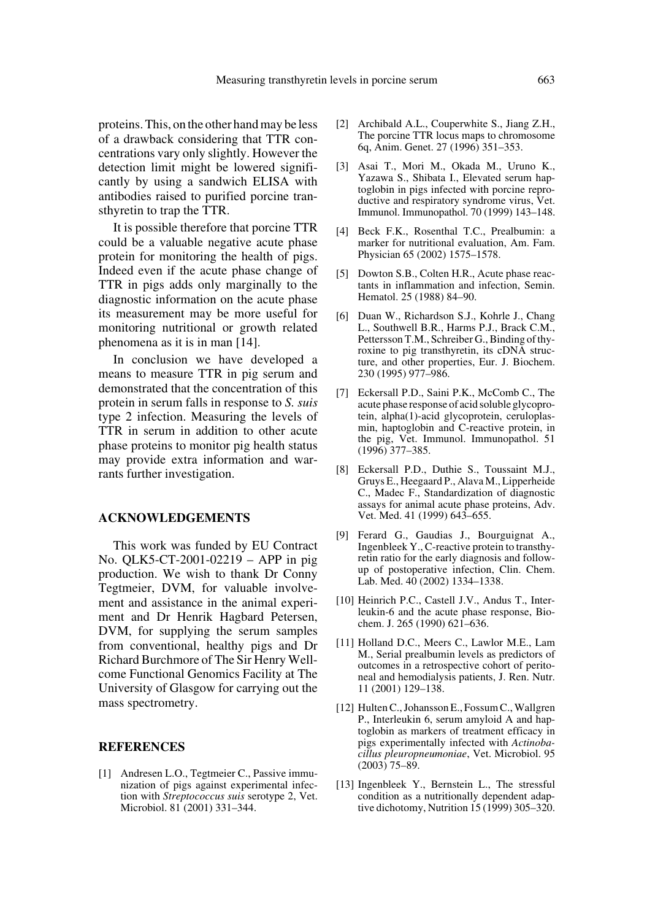proteins. This, on the other hand may be less of a drawback considering that TTR concentrations vary only slightly. However the detection limit might be lowered significantly by using a sandwich ELISA with antibodies raised to purified porcine transthyretin to trap the TTR.

It is possible therefore that porcine TTR could be a valuable negative acute phase protein for monitoring the health of pigs. Indeed even if the acute phase change of TTR in pigs adds only marginally to the diagnostic information on the acute phase its measurement may be more useful for monitoring nutritional or growth related phenomena as it is in man [14].

In conclusion we have developed a means to measure TTR in pig serum and demonstrated that the concentration of this protein in serum falls in response to *S. suis* type 2 infection. Measuring the levels of TTR in serum in addition to other acute phase proteins to monitor pig health status may provide extra information and warrants further investigation.

## ACKNOWLEDGEMENTS

This work was funded by EU Contract No. QLK5-CT-2001-02219 – APP in pig production. We wish to thank Dr Conny Tegtmeier, DVM, for valuable involvement and assistance in the animal experiment and Dr Henrik Hagbard Petersen, DVM, for supplying the serum samples from conventional, healthy pigs and Dr Richard Burchmore of The Sir Henry Wellcome Functional Genomics Facility at The University of Glasgow for carrying out the mass spectrometry.

## REFERENCES

[1] Andresen L.O., Tegtmeier C., Passive immunization of pigs against experimental infection with *Streptococcus suis* serotype 2, Vet. Microbiol. 81 (2001) 331–344.

[2] Archibald A.L., Couperwhite S., Jiang Z.H., The porcine TTR locus maps to chromosome 6q, Anim. Genet. 27 (1996) 351–353.

[3] Asai T., Mori M., Okada M., Uruno K., Yazawa S., Shibata I., Elevated serum haptoglobin in pigs infected with porcine reproductive and respiratory syndrome virus, Vet. Immunol. Immunopathol. 70 (1999) 143–148.

[4] Beck F.K., Rosenthal T.C., Prealbumin: a marker for nutritional evaluation, Am. Fam. Physician 65 (2002) 1575–1578.

[5] Dowton S.B., Colten H.R., Acute phase reactants in inflammation and infection, Semin. Hematol. 25 (1988) 84–90.

[6] Duan W., Richardson S.J., Kohrle J., Chang L., Southwell B.R., Harms P.J., Brack C.M., Pettersson T.M., Schreiber G., Binding of thyroxine to pig transthyretin, its cDNA structure, and other properties, Eur. J. Biochem. 230 (1995) 977–986.

[7] Eckersall P.D., Saini P.K., McComb C., The acute phase response of acid soluble glycoprotein, alpha(1)-acid glycoprotein, ceruloplasmin, haptoglobin and C-reactive protein, in the pig, Vet. Immunol. Immunopathol. 51 (1996) 377–385.

[8] Eckersall P.D., Duthie S., Toussaint M.J., Gruys E., Heegaard P., Alava M., Lipperheide C., Madec F., Standardization of diagnostic assays for animal acute phase proteins, Adv. Vet. Med. 41 (1999) 643–655.

[9] Ferard G., Gaudias J., Bourguignat A., Ingenbleek Y., C-reactive protein to transthyretin ratio for the early diagnosis and follow-up of postoperative infection, Clin. Chem. Lab. Med. 40 (2002) 1334–1338.

[10] Heinrich P.C., Castell J.V., Andus T., Interleukin-6 and the acute phase response, Biochem. J. 265 (1990) 621–636.

[11] Holland D.C., Meers C., Lawlor M.E., Lam M., Serial prealbumin levels as predictors of outcomes in a retrospective cohort of peritoneal and hemodialysis patients, J. Ren. Nutr. 11 (2001) 129–138.

[12] Hulten C., Johansson E., Fossum C., Wallgren P., Interleukin 6, serum amyloid A and haptoglobin as markers of treatment efficacy in pigs experimentally infected with *Actinobacillus pleuropneumoniae*, Vet. Microbiol. 95 (2003) 75–89.

[13] Ingenbleek Y., Bernstein L., The stressful condition as a nutritionally dependent adaptive dichotomy, Nutrition 15 (1999) 305–320.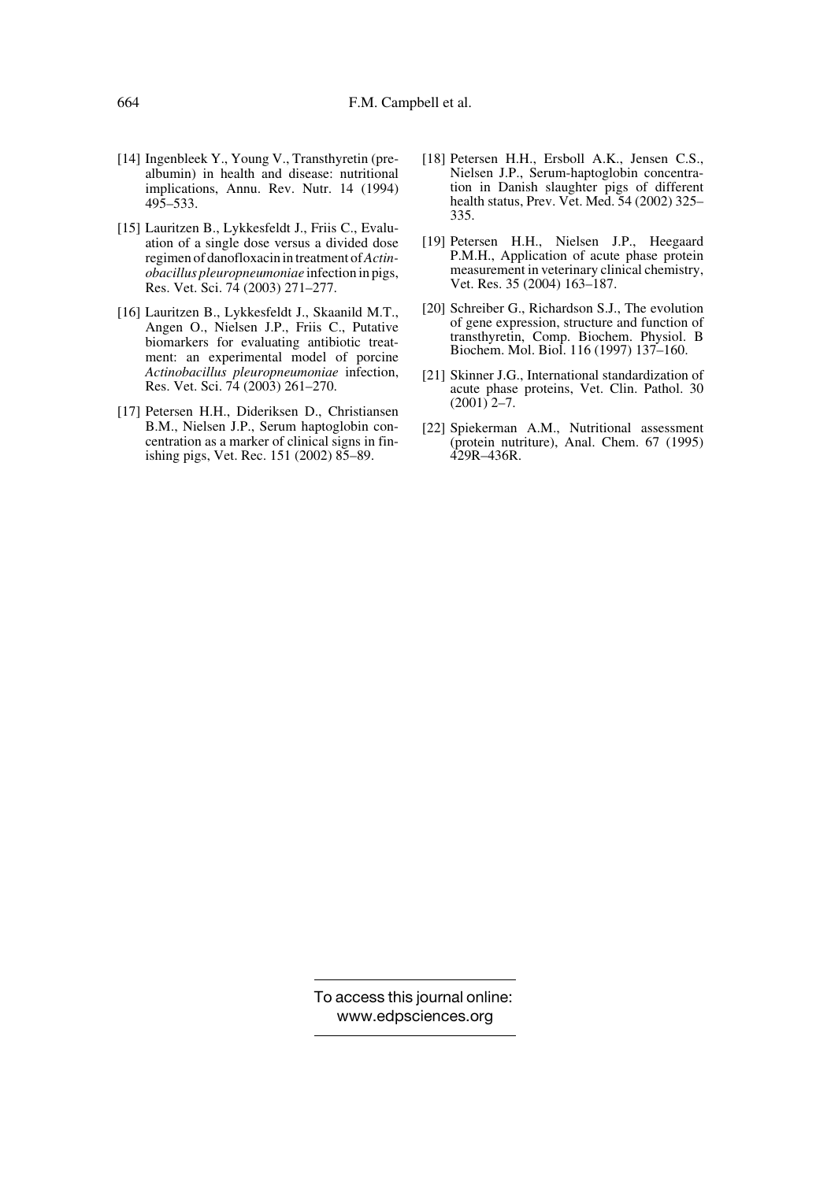[14] Ingenbleek Y., Young V., Transthyretin (prealbumin) in health and disease: nutritional implications, Annu. Rev. Nutr. 14 (1994) 495–533.

[15] Lauritzen B., Lykkesfeldt J., Friis C., Evaluation of a single dose versus a divided dose regimen of danofloxacin in treatment of *Actinobacillus pleuropneumoniae* infection in pigs, Res. Vet. Sci. 74 (2003) 271–277.

[16] Lauritzen B., Lykkesfeldt J., Skaanild M.T., Angen O., Nielsen J.P., Friis C., Putative biomarkers for evaluating antibiotic treatment: an experimental model of porcine *Actinobacillus pleuropneumoniae* infection, Res. Vet. Sci. 74 (2003) 261–270.

[17] Petersen H.H., Dideriksen D., Christiansen B.M., Nielsen J.P., Serum haptoglobin concentration as a marker of clinical signs in finishing pigs, Vet. Rec. 151 (2002) 85–89.

[18] Petersen H.H., Ersboll A.K., Jensen C.S., Nielsen J.P., Serum-haptoglobin concentration in Danish slaughter pigs of different health status, Prev. Vet. Med. 54 (2002) 325–335.

[19] Petersen H.H., Nielsen J.P., Heegaard P.M.H., Application of acute phase protein measurement in veterinary clinical chemistry, Vet. Res. 35 (2004) 163–187.

[20] Schreiber G., Richardson S.J., The evolution of gene expression, structure and function of transthyretin, Comp. Biochem. Physiol. B Biochem. Mol. Biol. 116 (1997) 137–160.

[21] Skinner J.G., International standardization of acute phase proteins, Vet. Clin. Pathol. 30 (2001) 2–7.

[22] Spiekerman A.M., Nutritional assessment (protein nutriture), Anal. Chem. 67 (1995) 429R–436R.

To access this journal online:
www.edpsciences.org